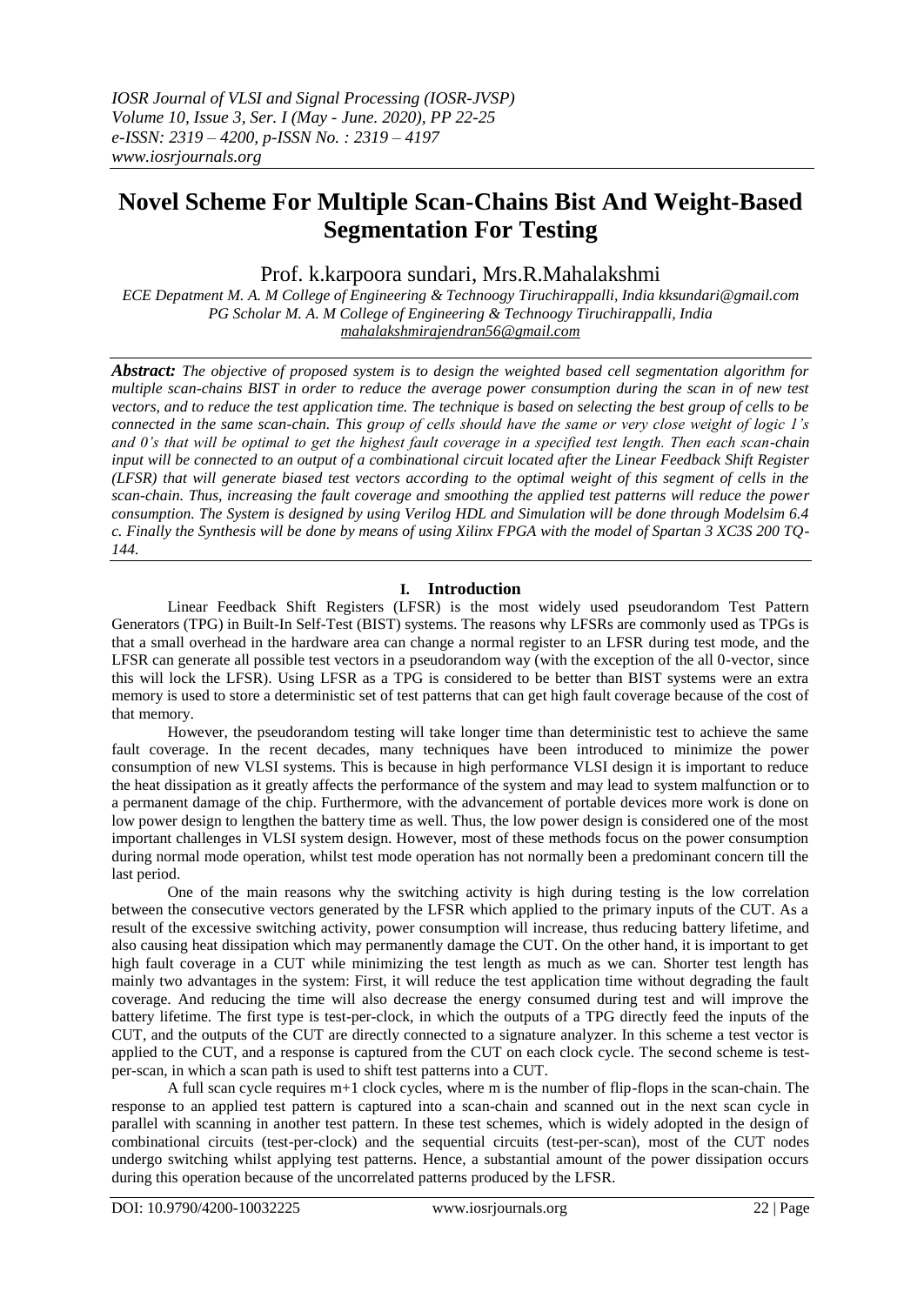# Novel Scheme For Multiple Scan-Chains Bist And Weight-Based Segmentation For Testing

Prof. k.karpoora sundari, Mrs.R.Mahalakshmi

*ECE Depatment M. A. M College of Engineering & Technoogy Tiruchirappalli, India kksundari@gmail.com*
*PG Scholar M. A. M College of Engineering & Technoogy Tiruchirappalli, India*
*mahalakshmirajendran56@gmail.com*

***Abstract:*** *The objective of proposed system is to design the weighted based cell segmentation algorithm for multiple scan-chains BIST in order to reduce the average power consumption during the scan in of new test vectors, and to reduce the test application time. The technique is based on selecting the best group of cells to be connected in the same scan-chain. This group of cells should have the same or very close weight of logic 1's and 0's that will be optimal to get the highest fault coverage in a specified test length. Then each scan-chain input will be connected to an output of a combinational circuit located after the Linear Feedback Shift Register (LFSR) that will generate biased test vectors according to the optimal weight of this segment of cells in the scan-chain. Thus, increasing the fault coverage and smoothing the applied test patterns will reduce the power consumption. The System is designed by using Verilog HDL and Simulation will be done through Modelsim 6.4 c. Finally the Synthesis will be done by means of using Xilinx FPGA with the model of Spartan 3 XC3S 200 TQ-144.*

## I. Introduction

Linear Feedback Shift Registers (LFSR) is the most widely used pseudorandom Test Pattern Generators (TPG) in Built-In Self-Test (BIST) systems. The reasons why LFSRs are commonly used as TPGs is that a small overhead in the hardware area can change a normal register to an LFSR during test mode, and the LFSR can generate all possible test vectors in a pseudorandom way (with the exception of the all 0-vector, since this will lock the LFSR). Using LFSR as a TPG is considered to be better than BIST systems were an extra memory is used to store a deterministic set of test patterns that can get high fault coverage because of the cost of that memory.

However, the pseudorandom testing will take longer time than deterministic test to achieve the same fault coverage. In the recent decades, many techniques have been introduced to minimize the power consumption of new VLSI systems. This is because in high performance VLSI design it is important to reduce the heat dissipation as it greatly affects the performance of the system and may lead to system malfunction or to a permanent damage of the chip. Furthermore, with the advancement of portable devices more work is done on low power design to lengthen the battery time as well. Thus, the low power design is considered one of the most important challenges in VLSI system design. However, most of these methods focus on the power consumption during normal mode operation, whilst test mode operation has not normally been a predominant concern till the last period.

One of the main reasons why the switching activity is high during testing is the low correlation between the consecutive vectors generated by the LFSR which applied to the primary inputs of the CUT. As a result of the excessive switching activity, power consumption will increase, thus reducing battery lifetime, and also causing heat dissipation which may permanently damage the CUT. On the other hand, it is important to get high fault coverage in a CUT while minimizing the test length as much as we can. Shorter test length has mainly two advantages in the system: First, it will reduce the test application time without degrading the fault coverage. And reducing the time will also decrease the energy consumed during test and will improve the battery lifetime. The first type is test-per-clock, in which the outputs of a TPG directly feed the inputs of the CUT, and the outputs of the CUT are directly connected to a signature analyzer. In this scheme a test vector is applied to the CUT, and a response is captured from the CUT on each clock cycle. The second scheme is test-per-scan, in which a scan path is used to shift test patterns into a CUT.

A full scan cycle requires m+1 clock cycles, where m is the number of flip-flops in the scan-chain. The response to an applied test pattern is captured into a scan-chain and scanned out in the next scan cycle in parallel with scanning in another test pattern. In these test schemes, which is widely adopted in the design of combinational circuits (test-per-clock) and the sequential circuits (test-per-scan), most of the CUT nodes undergo switching whilst applying test patterns. Hence, a substantial amount of the power dissipation occurs during this operation because of the uncorrelated patterns produced by the LFSR.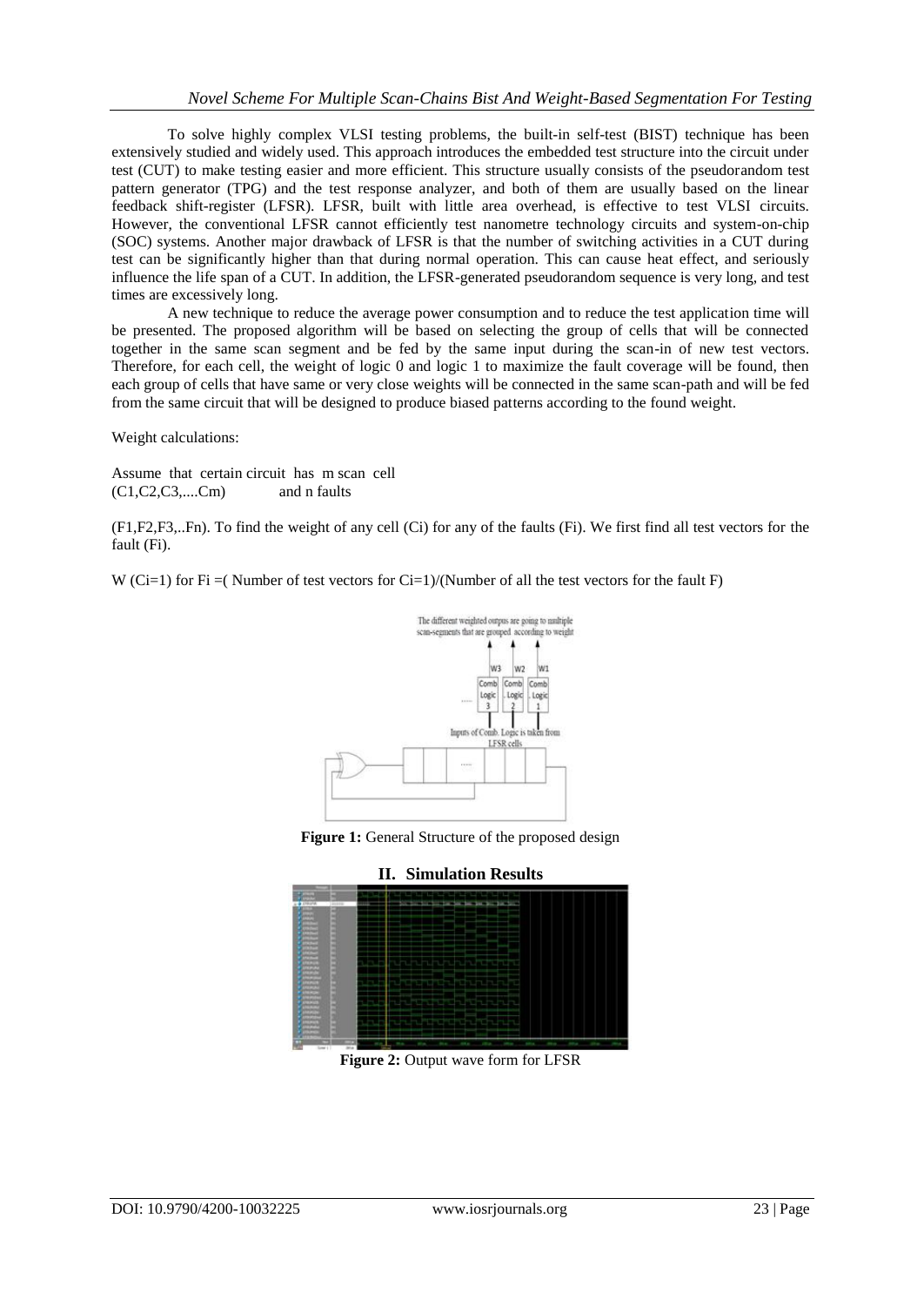To solve highly complex VLSI testing problems, the built-in self-test (BIST) technique has been extensively studied and widely used. This approach introduces the embedded test structure into the circuit under test (CUT) to make testing easier and more efficient. This structure usually consists of the pseudorandom test pattern generator (TPG) and the test response analyzer, and both of them are usually based on the linear feedback shift-register (LFSR). LFSR, built with little area overhead, is effective to test VLSI circuits. However, the conventional LFSR cannot efficiently test nanometre technology circuits and system-on-chip (SOC) systems. Another major drawback of LFSR is that the number of switching activities in a CUT during test can be significantly higher than that during normal operation. This can cause heat effect, and seriously influence the life span of a CUT. In addition, the LFSR-generated pseudorandom sequence is very long, and test times are excessively long.

A new technique to reduce the average power consumption and to reduce the test application time will be presented. The proposed algorithm will be based on selecting the group of cells that will be connected together in the same scan segment and be fed by the same input during the scan-in of new test vectors. Therefore, for each cell, the weight of logic 0 and logic 1 to maximize the fault coverage will be found, then each group of cells that have same or very close weights will be connected in the same scan-path and will be fed from the same circuit that will be designed to produce biased patterns according to the found weight.

Weight calculations:

Assume that certain circuit has m scan cell ($C_1,C_2,C_3,....C_m$) and n faults

($F_1,F_2,F_3,..F_n$). To find the weight of any cell ($C_i$) for any of the faults ($F_i$). We first find all test vectors for the fault ($F_i$).

W ($C_i$=1) for $F_i$ =( Number of test vectors for $C_i$=1)/(Number of all the test vectors for the fault F)

The different weighted outpus are going to multiple scan-segments that are grouped according to weight

W3 W2 W1

Comb Logic 3 Comb Logic 2 Comb Logic 1

Inputs of Comb. Logic is taken from LFSR cells

**Figure 1:** General Structure of the proposed design

## II. Simulation Results

**Figure 2:** Output wave form for LFSR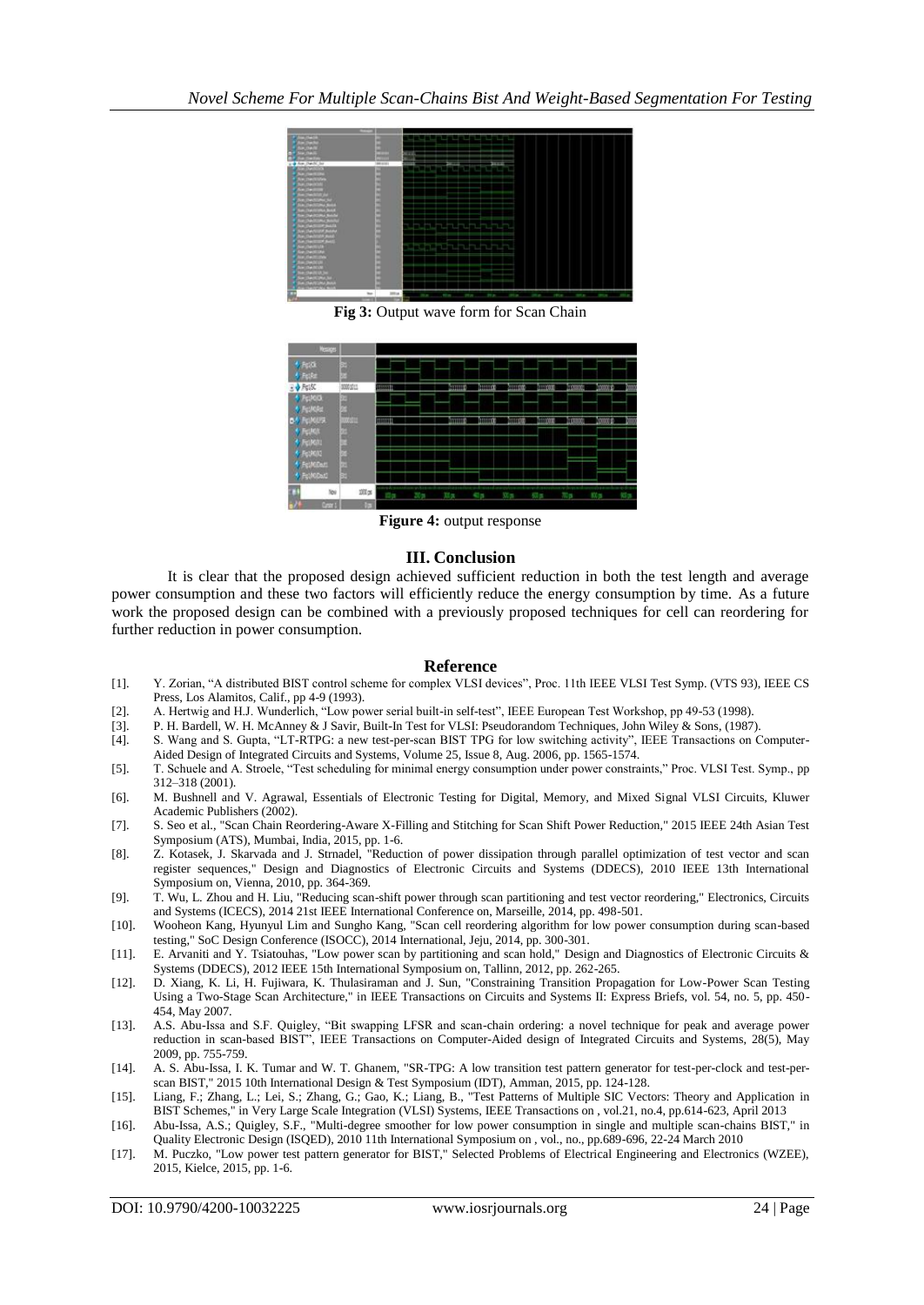Fig 3: Output wave form for Scan Chain

Figure 4: output response

## III. Conclusion

It is clear that the proposed design achieved sufficient reduction in both the test length and average power consumption and these two factors will efficiently reduce the energy consumption by time. As a future work the proposed design can be combined with a previously proposed techniques for cell can reordering for further reduction in power consumption.

## Reference

[1]. Y. Zorian, "A distributed BIST control scheme for complex VLSI devices", Proc. 11th IEEE VLSI Test Symp. (VTS 93), IEEE CS Press, Los Alamitos, Calif., pp 4-9 (1993).

[2]. A. Hertwig and H.J. Wunderlich, "Low power serial built-in self-test", IEEE European Test Workshop, pp 49-53 (1998).

[3]. P. H. Bardell, W. H. McAnney & J Savir, Built-In Test for VLSI: Pseudorandom Techniques, John Wiley & Sons, (1987).

[4]. S. Wang and S. Gupta, "LT-RTPG: a new test-per-scan BIST TPG for low switching activity", IEEE Transactions on Computer-Aided Design of Integrated Circuits and Systems, Volume 25, Issue 8, Aug. 2006, pp. 1565-1574.

[5]. T. Schuele and A. Stroele, "Test scheduling for minimal energy consumption under power constraints," Proc. VLSI Test. Symp., pp 312–318 (2001).

[6]. M. Bushnell and V. Agrawal, Essentials of Electronic Testing for Digital, Memory, and Mixed Signal VLSI Circuits, Kluwer Academic Publishers (2002).

[7]. S. Seo et al., "Scan Chain Reordering-Aware X-Filling and Stitching for Scan Shift Power Reduction," 2015 IEEE 24th Asian Test Symposium (ATS), Mumbai, India, 2015, pp. 1-6.

[8]. Z. Kotasek, J. Skarvada and J. Strnadel, "Reduction of power dissipation through parallel optimization of test vector and scan register sequences," Design and Diagnostics of Electronic Circuits and Systems (DDECS), 2010 IEEE 13th International Symposium on, Vienna, 2010, pp. 364-369.

[9]. T. Wu, L. Zhou and H. Liu, "Reducing scan-shift power through scan partitioning and test vector reordering," Electronics, Circuits and Systems (ICECS), 2014 21st IEEE International Conference on, Marseille, 2014, pp. 498-501.

[10]. Wooheon Kang, Hyunyul Lim and Sungho Kang, "Scan cell reordering algorithm for low power consumption during scan-based testing," SoC Design Conference (ISOCC), 2014 International, Jeju, 2014, pp. 300-301.

[11]. E. Arvaniti and Y. Tsiatouhas, "Low power scan by partitioning and scan hold," Design and Diagnostics of Electronic Circuits & Systems (DDECS), 2012 IEEE 15th International Symposium on, Tallinn, 2012, pp. 262-265.

[12]. D. Xiang, K. Li, H. Fujiwara, K. Thulasiraman and J. Sun, "Constraining Transition Propagation for Low-Power Scan Testing Using a Two-Stage Scan Architecture," in IEEE Transactions on Circuits and Systems II: Express Briefs, vol. 54, no. 5, pp. 450-454, May 2007.

[13]. A.S. Abu-Issa and S.F. Quigley, "Bit swapping LFSR and scan-chain ordering: a novel technique for peak and average power reduction in scan-based BIST", IEEE Transactions on Computer-Aided design of Integrated Circuits and Systems, 28(5), May 2009, pp. 755-759.

[14]. A. S. Abu-Issa, I. K. Tumar and W. T. Ghanem, "SR-TPG: A low transition test pattern generator for test-per-clock and test-per-scan BIST," 2015 10th International Design & Test Symposium (IDT), Amman, 2015, pp. 124-128.

[15]. Liang, F.; Zhang, L.; Lei, S.; Zhang, G.; Gao, K.; Liang, B., "Test Patterns of Multiple SIC Vectors: Theory and Application in BIST Schemes," in Very Large Scale Integration (VLSI) Systems, IEEE Transactions on , vol.21, no.4, pp.614-623, April 2013

[16]. Abu-Issa, A.S.; Quigley, S.F., "Multi-degree smoother for low power consumption in single and multiple scan-chains BIST," in Quality Electronic Design (ISQED), 2010 11th International Symposium on , vol., no., pp.689-696, 22-24 March 2010

[17]. M. Puczko, "Low power test pattern generator for BIST," Selected Problems of Electrical Engineering and Electronics (WZEE), 2015, Kielce, 2015, pp. 1-6.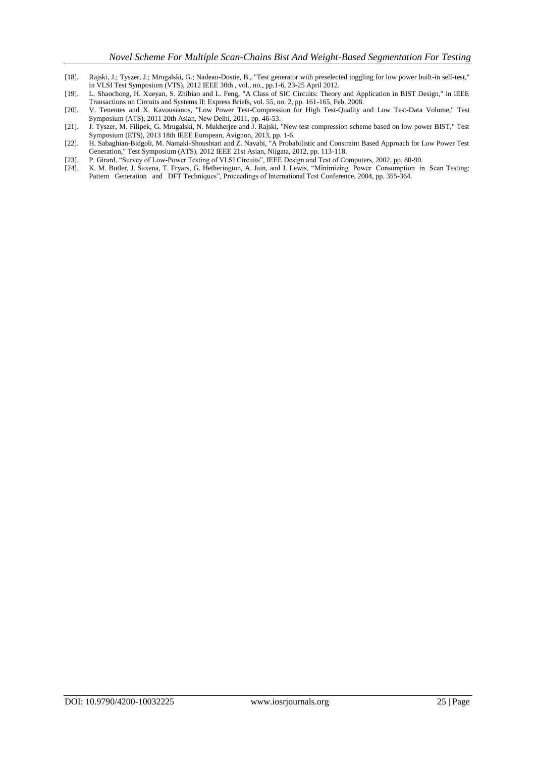[18]. Rajski, J.; Tyszer, J.; Mrugalski, G.; Nadeau-Dostie, B., "Test generator with preselected toggling for low power built-in self-test," in VLSI Test Symposium (VTS), 2012 IEEE 30th , vol., no., pp.1-6, 23-25 April 2012.

[19]. L. Shaochong, H. Xueyan, S. Zhibiao and L. Feng, "A Class of SIC Circuits: Theory and Application in BIST Design," in IEEE Transactions on Circuits and Systems II: Express Briefs, vol. 55, no. 2, pp. 161-165, Feb. 2008.

[20]. V. Tenentes and X. Kavousianos, "Low Power Test-Compression for High Test-Quality and Low Test-Data Volume," Test Symposium (ATS), 2011 20th Asian, New Delhi, 2011, pp. 46-53.

[21]. J. Tyszer, M. Filipek, G. Mrugalski, N. Mukherjee and J. Rajski, "New test compression scheme based on low power BIST," Test Symposium (ETS), 2013 18th IEEE European, Avignon, 2013, pp. 1-6.

[22]. H. Sabaghian-Bidgoli, M. Namaki-Shoushtari and Z. Navabi, "A Probabilistic and Constraint Based Approach for Low Power Test Generation," Test Symposium (ATS), 2012 IEEE 21st Asian, Niigata, 2012, pp. 113-118.

[23]. P. Girard, "Survey of Low-Power Testing of VLSI Circuits", IEEE Design and Test of Computers, 2002, pp. 80-90.

[24]. K. M. Butler, J. Saxena, T. Fryars, G. Hetherington, A. Jain, and J. Lewis, "Minimizing Power Consumption in Scan Testing: Pattern Generation and DFT Techniques", Proceedings of International Test Conference, 2004, pp. 355-364.